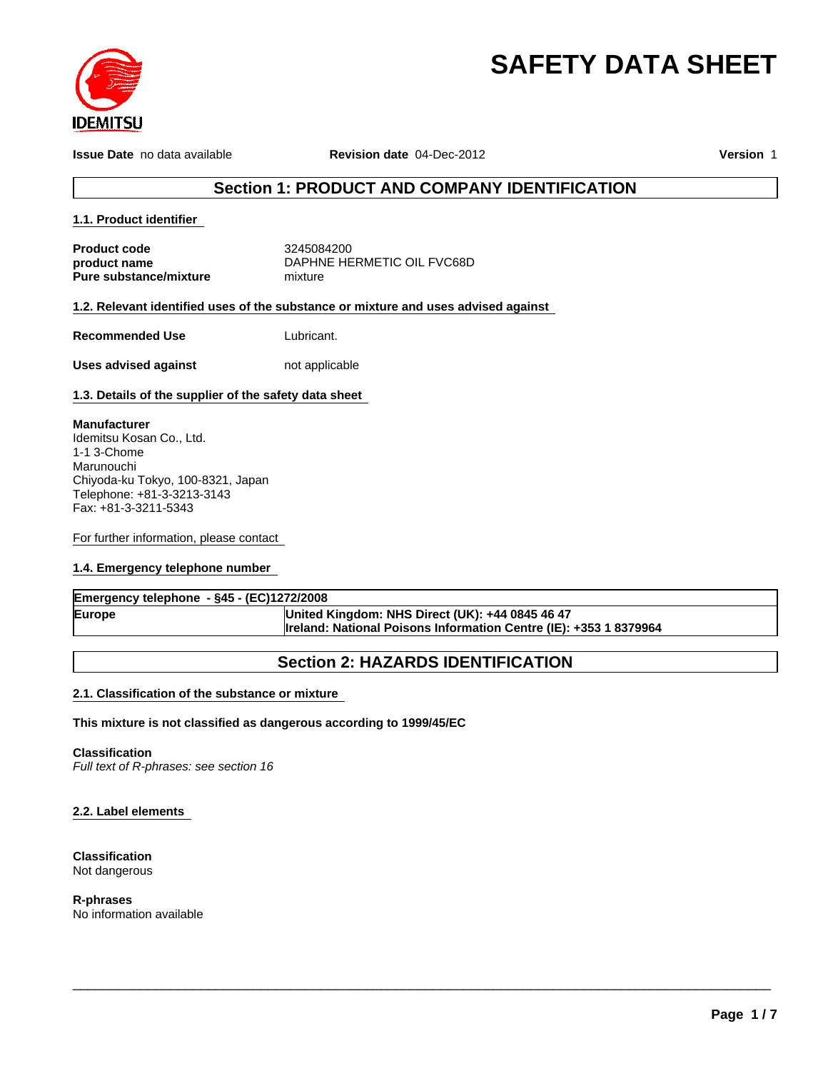IDEMITSU

# SAFETY DATA SHEET

**Issue Date** no data available **Revision date** 04-Dec-2012 **Version** 1

## Section 1: PRODUCT AND COMPANY IDENTIFICATION

### 1.1. Product identifier

| | |
|---|---|
| **Product code** | 3245084200 |
| **product name** | DAPHNE HERMETIC OIL FVC68D |
| **Pure substance/mixture** | mixture |

### 1.2. Relevant identified uses of the substance or mixture and uses advised against

| | |
|---|---|
| **Recommended Use** | Lubricant. |
| **Uses advised against** | not applicable |

### 1.3. Details of the supplier of the safety data sheet

**Manufacturer**
Idemitsu Kosan Co., Ltd.
1-1 3-Chome
Marunouchi
Chiyoda-ku Tokyo, 100-8321, Japan
Telephone: +81-3-3213-3143
Fax: +81-3-3211-5343

For further information, please contact

### 1.4. Emergency telephone number

| **Emergency telephone - §45 - (EC)1272/2008** | |
|---|---|
| **Europe** | **United Kingdom: NHS Direct (UK): +44 0845 46 47**<br>**Ireland: National Poisons Information Centre (IE): +353 1 8379964** |

## Section 2: HAZARDS IDENTIFICATION

### 2.1. Classification of the substance or mixture

**This mixture is not classified as dangerous according to 1999/45/EC**

**Classification**
*Full text of R-phrases: see section 16*

### 2.2. Label elements

**Classification**
Not dangerous

**R-phrases**
No information available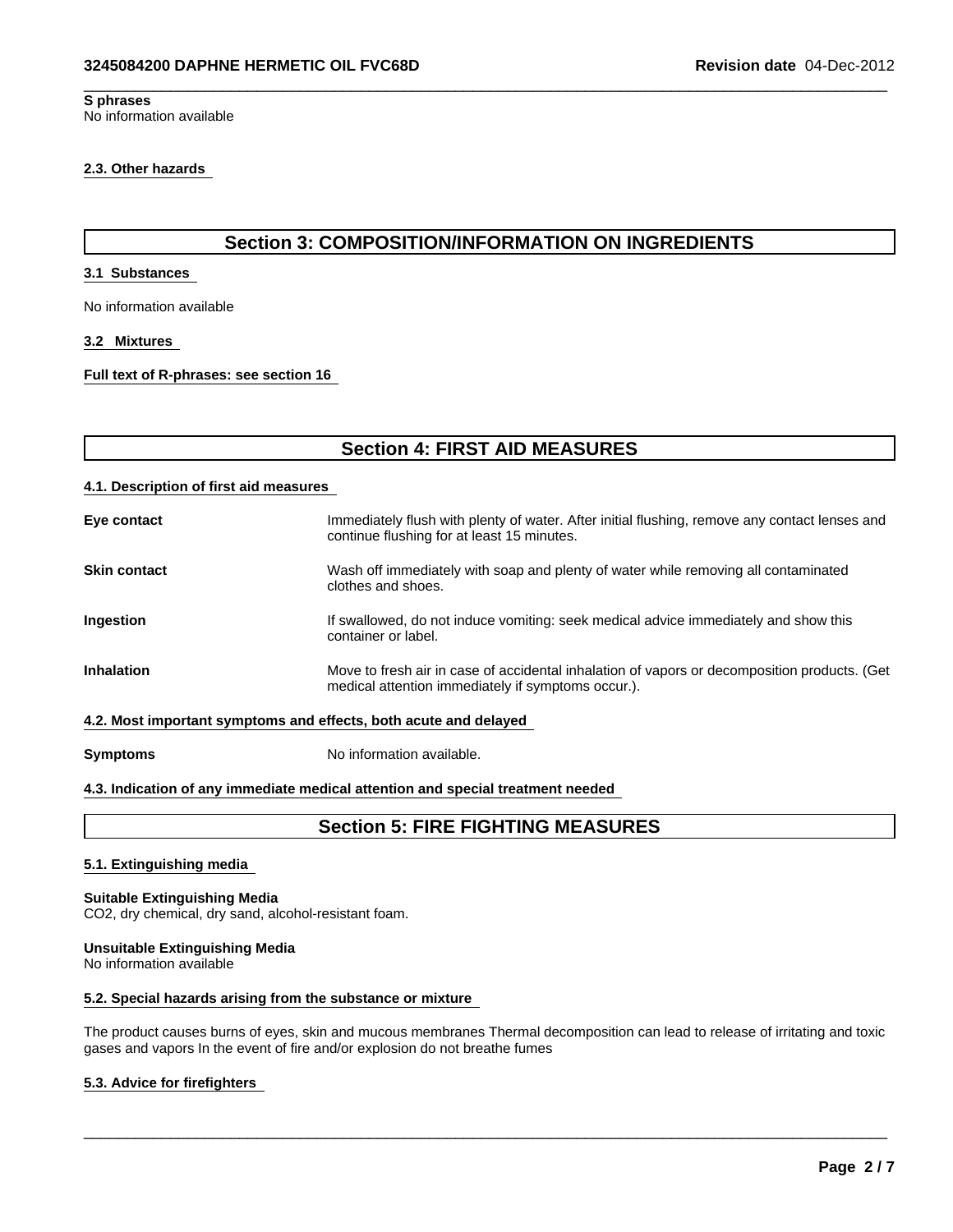**S phrases**
No information available

#### 2.3. Other hazards

## Section 3: COMPOSITION/INFORMATION ON INGREDIENTS

#### 3.1 Substances

No information available

#### 3.2 Mixtures

**Full text of R-phrases: see section 16**

## Section 4: FIRST AID MEASURES

#### 4.1. Description of first aid measures

| | |
|---|---|
| **Eye contact** | Immediately flush with plenty of water. After initial flushing, remove any contact lenses and continue flushing for at least 15 minutes. |
| **Skin contact** | Wash off immediately with soap and plenty of water while removing all contaminated clothes and shoes. |
| **Ingestion** | If swallowed, do not induce vomiting: seek medical advice immediately and show this container or label. |
| **Inhalation** | Move to fresh air in case of accidental inhalation of vapors or decomposition products. (Get medical attention immediately if symptoms occur.). |

#### 4.2. Most important symptoms and effects, both acute and delayed

| | |
|---|---|
| **Symptoms** | No information available. |

#### 4.3. Indication of any immediate medical attention and special treatment needed

## Section 5: FIRE FIGHTING MEASURES

#### 5.1. Extinguishing media

**Suitable Extinguishing Media**
$CO_2$, dry chemical, dry sand, alcohol-resistant foam.

**Unsuitable Extinguishing Media**
No information available

#### 5.2. Special hazards arising from the substance or mixture

The product causes burns of eyes, skin and mucous membranes Thermal decomposition can lead to release of irritating and toxic gases and vapors In the event of fire and/or explosion do not breathe fumes

#### 5.3. Advice for firefighters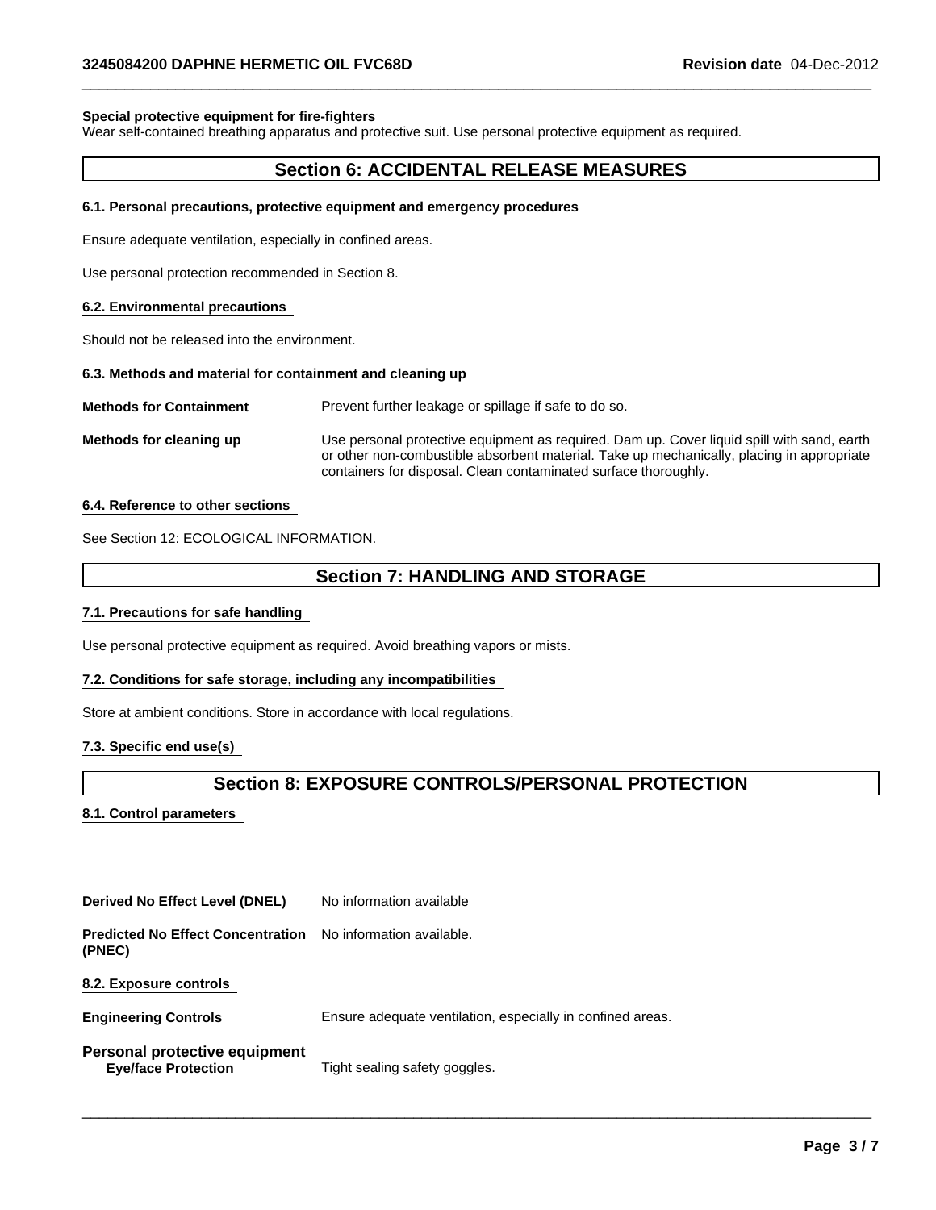**Special protective equipment for fire-fighters**

Wear self-contained breathing apparatus and protective suit. Use personal protective equipment as required.

## Section 6: ACCIDENTAL RELEASE MEASURES

### 6.1. Personal precautions, protective equipment and emergency procedures

Ensure adequate ventilation, especially in confined areas.

Use personal protection recommended in Section 8.

### 6.2. Environmental precautions

Should not be released into the environment.

### 6.3. Methods and material for containment and cleaning up

**Methods for Containment** Prevent further leakage or spillage if safe to do so.

**Methods for cleaning up** Use personal protective equipment as required. Dam up. Cover liquid spill with sand, earth or other non-combustible absorbent material. Take up mechanically, placing in appropriate containers for disposal. Clean contaminated surface thoroughly.

### 6.4. Reference to other sections

See Section 12: ECOLOGICAL INFORMATION.

## Section 7: HANDLING AND STORAGE

### 7.1. Precautions for safe handling

Use personal protective equipment as required. Avoid breathing vapors or mists.

### 7.2. Conditions for safe storage, including any incompatibilities

Store at ambient conditions. Store in accordance with local regulations.

### 7.3. Specific end use(s)

## Section 8: EXPOSURE CONTROLS/PERSONAL PROTECTION

### 8.1. Control parameters

**Derived No Effect Level (DNEL)** No information available

**Predicted No Effect Concentration (PNEC)** No information available.

### 8.2. Exposure controls

**Engineering Controls** Ensure adequate ventilation, especially in confined areas.

**Personal protective equipment**

**Eye/face Protection** Tight sealing safety goggles.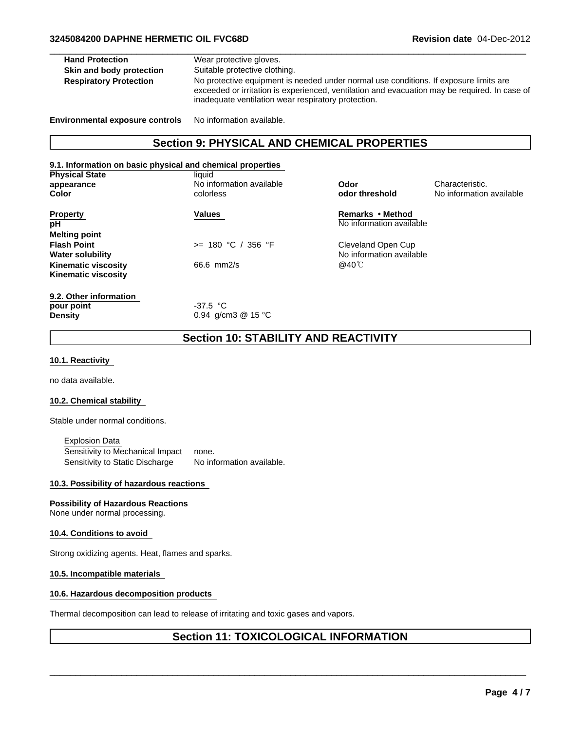| | |
|---|---|
| **Hand Protection** | Wear protective gloves. |
| **Skin and body protection** | Suitable protective clothing. |
| **Respiratory Protection** | No protective equipment is needed under normal use conditions. If exposure limits are exceeded or irritation is experienced, ventilation and evacuation may be required. In case of inadequate ventilation wear respiratory protection. |

**Environmental exposure controls** No information available.

## Section 9: PHYSICAL AND CHEMICAL PROPERTIES

### 9.1. Information on basic physical and chemical properties

| | | | |
|---|---|---|---|
| **Physical State** | liquid | | |
| **appearance** | No information available | **Odor** | Characteristic. |
| **Color** | colorless | **odor threshold** | No information available |

| **Property** | **Values** | **Remarks • Method** |
|---|---|---|
| **pH** | | No information available |
| **Melting point** | | |
| **Flash Point** | >= 180 °C / 356 °F | Cleveland Open Cup |
| **Water solubility** | | No information available |
| **Kinematic viscosity** | 66.6 mm2/s | @40℃ |
| **Kinematic viscosity** | | |

### 9.2. Other information

| | |
|---|---|
| **pour point** | -37.5 °C |
| **Density** | 0.94 g/cm3 @ 15 °C |

## Section 10: STABILITY AND REACTIVITY

### 10.1. Reactivity

no data available.

### 10.2. Chemical stability

Stable under normal conditions.

Explosion Data

| | |
|---|---|
| Sensitivity to Mechanical Impact | none. |
| Sensitivity to Static Discharge | No information available. |

### 10.3. Possibility of hazardous reactions

**Possibility of Hazardous Reactions**
None under normal processing.

### 10.4. Conditions to avoid

Strong oxidizing agents. Heat, flames and sparks.

### 10.5. Incompatible materials

### 10.6. Hazardous decomposition products

Thermal decomposition can lead to release of irritating and toxic gases and vapors.

## Section 11: TOXICOLOGICAL INFORMATION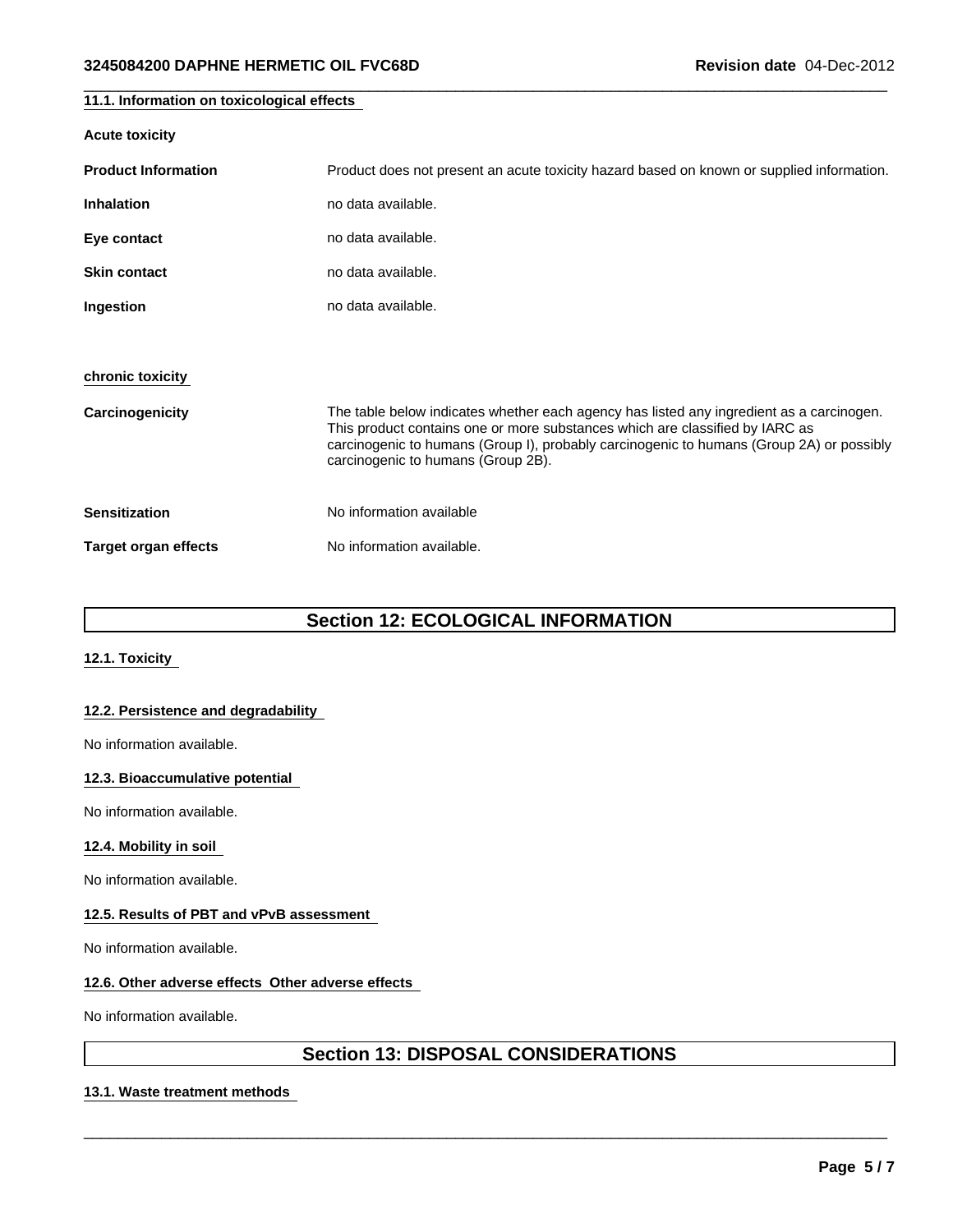### 11.1. Information on toxicological effects

**Acute toxicity**

| | |
|---|---|
| **Product Information** | Product does not present an acute toxicity hazard based on known or supplied information. |
| **Inhalation** | no data available. |
| **Eye contact** | no data available. |
| **Skin contact** | no data available. |
| **Ingestion** | no data available. |

**chronic toxicity**

| | |
|---|---|
| **Carcinogenicity** | The table below indicates whether each agency has listed any ingredient as a carcinogen. This product contains one or more substances which are classified by IARC as carcinogenic to humans (Group I), probably carcinogenic to humans (Group 2A) or possibly carcinogenic to humans (Group 2B). |
| **Sensitization** | No information available |
| **Target organ effects** | No information available. |

## Section 12: ECOLOGICAL INFORMATION

### 12.1. Toxicity

### 12.2. Persistence and degradability

No information available.

### 12.3. Bioaccumulative potential

No information available.

### 12.4. Mobility in soil

No information available.

### 12.5. Results of PBT and vPvB assessment

No information available.

### 12.6. Other adverse effects Other adverse effects

No information available.

## Section 13: DISPOSAL CONSIDERATIONS

### 13.1. Waste treatment methods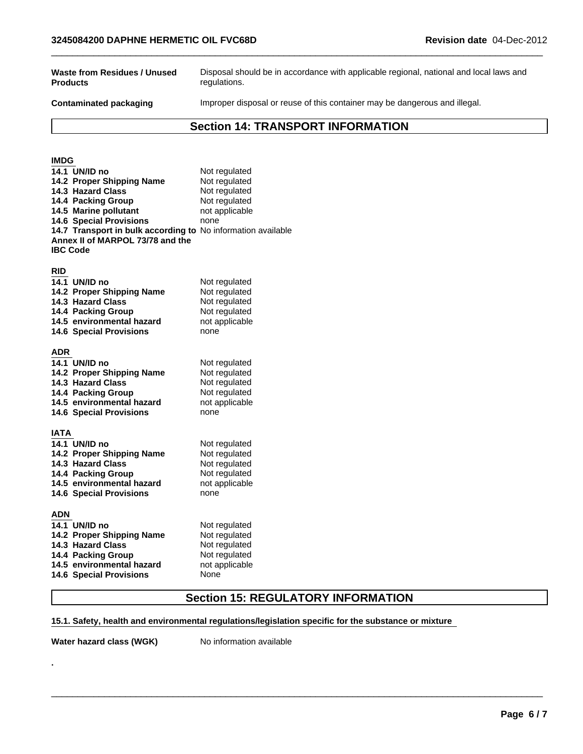| | |
|---|---|
| **Waste from Residues / Unused Products** | Disposal should be in accordance with applicable regional, national and local laws and regulations. |
| **Contaminated packaging** | Improper disposal or reuse of this container may be dangerous and illegal. |

## Section 14: TRANSPORT INFORMATION

**IMDG**

| | |
|---|---|
| **14.1 UN/ID no** | Not regulated |
| **14.2 Proper Shipping Name** | Not regulated |
| **14.3 Hazard Class** | Not regulated |
| **14.4 Packing Group** | Not regulated |
| **14.5 Marine pollutant** | not applicable |
| **14.6 Special Provisions** | none |
| **14.7 Transport in bulk according to Annex II of MARPOL 73/78 and the IBC Code** | No information available |

**RID**

| | |
|---|---|
| **14.1 UN/ID no** | Not regulated |
| **14.2 Proper Shipping Name** | Not regulated |
| **14.3 Hazard Class** | Not regulated |
| **14.4 Packing Group** | Not regulated |
| **14.5 environmental hazard** | not applicable |
| **14.6 Special Provisions** | none |

**ADR**

| | |
|---|---|
| **14.1 UN/ID no** | Not regulated |
| **14.2 Proper Shipping Name** | Not regulated |
| **14.3 Hazard Class** | Not regulated |
| **14.4 Packing Group** | Not regulated |
| **14.5 environmental hazard** | not applicable |
| **14.6 Special Provisions** | none |

**IATA**

| | |
|---|---|
| **14.1 UN/ID no** | Not regulated |
| **14.2 Proper Shipping Name** | Not regulated |
| **14.3 Hazard Class** | Not regulated |
| **14.4 Packing Group** | Not regulated |
| **14.5 environmental hazard** | not applicable |
| **14.6 Special Provisions** | none |

**ADN**

| | |
|---|---|
| **14.1 UN/ID no** | Not regulated |
| **14.2 Proper Shipping Name** | Not regulated |
| **14.3 Hazard Class** | Not regulated |
| **14.4 Packing Group** | Not regulated |
| **14.5 environmental hazard** | not applicable |
| **14.6 Special Provisions** | None |

## Section 15: REGULATORY INFORMATION

**15.1. Safety, health and environmental regulations/legislation specific for the substance or mixture**

| | |
|---|---|
| **Water hazard class (WGK)** | No information available |

.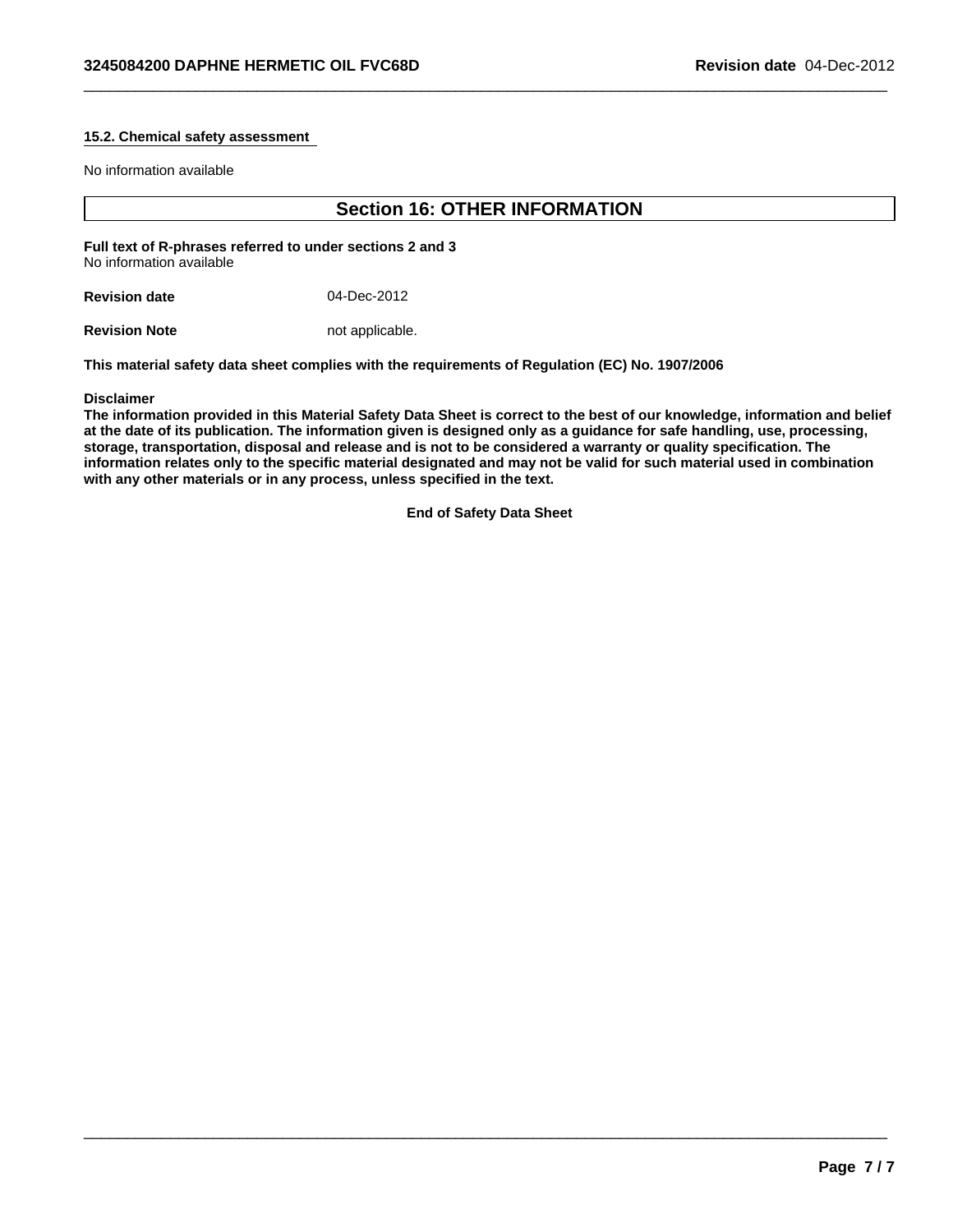### 15.2. Chemical safety assessment

No information available

## Section 16: OTHER INFORMATION

**Full text of R-phrases referred to under sections 2 and 3**
No information available

**Revision date** 04-Dec-2012

**Revision Note** not applicable.

**This material safety data sheet complies with the requirements of Regulation (EC) No. 1907/2006**

**Disclaimer**
**The information provided in this Material Safety Data Sheet is correct to the best of our knowledge, information and belief at the date of its publication. The information given is designed only as a guidance for safe handling, use, processing, storage, transportation, disposal and release and is not to be considered a warranty or quality specification. The information relates only to the specific material designated and may not be valid for such material used in combination with any other materials or in any process, unless specified in the text.**

**End of Safety Data Sheet**